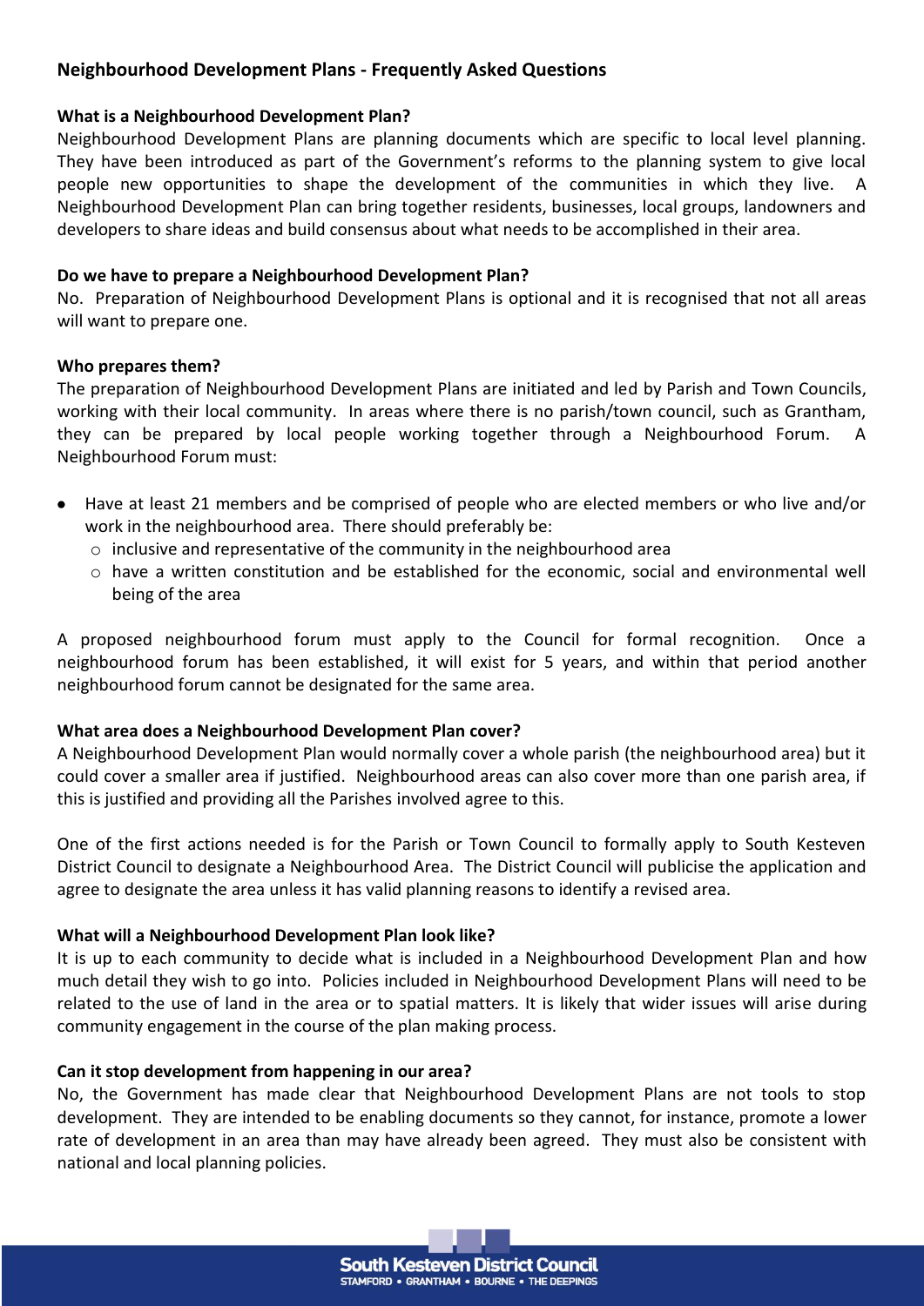# Neighbourhood Development Plans - Frequently Asked Questions

### What is a Neighbourhood Development Plan?

Neighbourhood Development Plans are planning documents which are specific to local level planning. They have been introduced as part of the Government's reforms to the planning system to give local people new opportunities to shape the development of the communities in which they live. A Neighbourhood Development Plan can bring together residents, businesses, local groups, landowners and developers to share ideas and build consensus about what needs to be accomplished in their area.

### Do we have to prepare a Neighbourhood Development Plan?

No. Preparation of Neighbourhood Development Plans is optional and it is recognised that not all areas will want to prepare one.

### Who prepares them?

The preparation of Neighbourhood Development Plans are initiated and led by Parish and Town Councils, working with their local community. In areas where there is no parish/town council, such as Grantham, they can be prepared by local people working together through a Neighbourhood Forum. A Neighbourhood Forum must:

- Have at least 21 members and be comprised of people who are elected members or who live and/or work in the neighbourhood area. There should preferably be:
  - inclusive and representative of the community in the neighbourhood area
  - have a written constitution and be established for the economic, social and environmental well being of the area

A proposed neighbourhood forum must apply to the Council for formal recognition. Once a neighbourhood forum has been established, it will exist for 5 years, and within that period another neighbourhood forum cannot be designated for the same area.

### What area does a Neighbourhood Development Plan cover?

A Neighbourhood Development Plan would normally cover a whole parish (the neighbourhood area) but it could cover a smaller area if justified. Neighbourhood areas can also cover more than one parish area, if this is justified and providing all the Parishes involved agree to this.

One of the first actions needed is for the Parish or Town Council to formally apply to South Kesteven District Council to designate a Neighbourhood Area. The District Council will publicise the application and agree to designate the area unless it has valid planning reasons to identify a revised area.

### What will a Neighbourhood Development Plan look like?

It is up to each community to decide what is included in a Neighbourhood Development Plan and how much detail they wish to go into. Policies included in Neighbourhood Development Plans will need to be related to the use of land in the area or to spatial matters. It is likely that wider issues will arise during community engagement in the course of the plan making process.

### Can it stop development from happening in our area?

No, the Government has made clear that Neighbourhood Development Plans are not tools to stop development. They are intended to be enabling documents so they cannot, for instance, promote a lower rate of development in an area than may have already been agreed. They must also be consistent with national and local planning policies.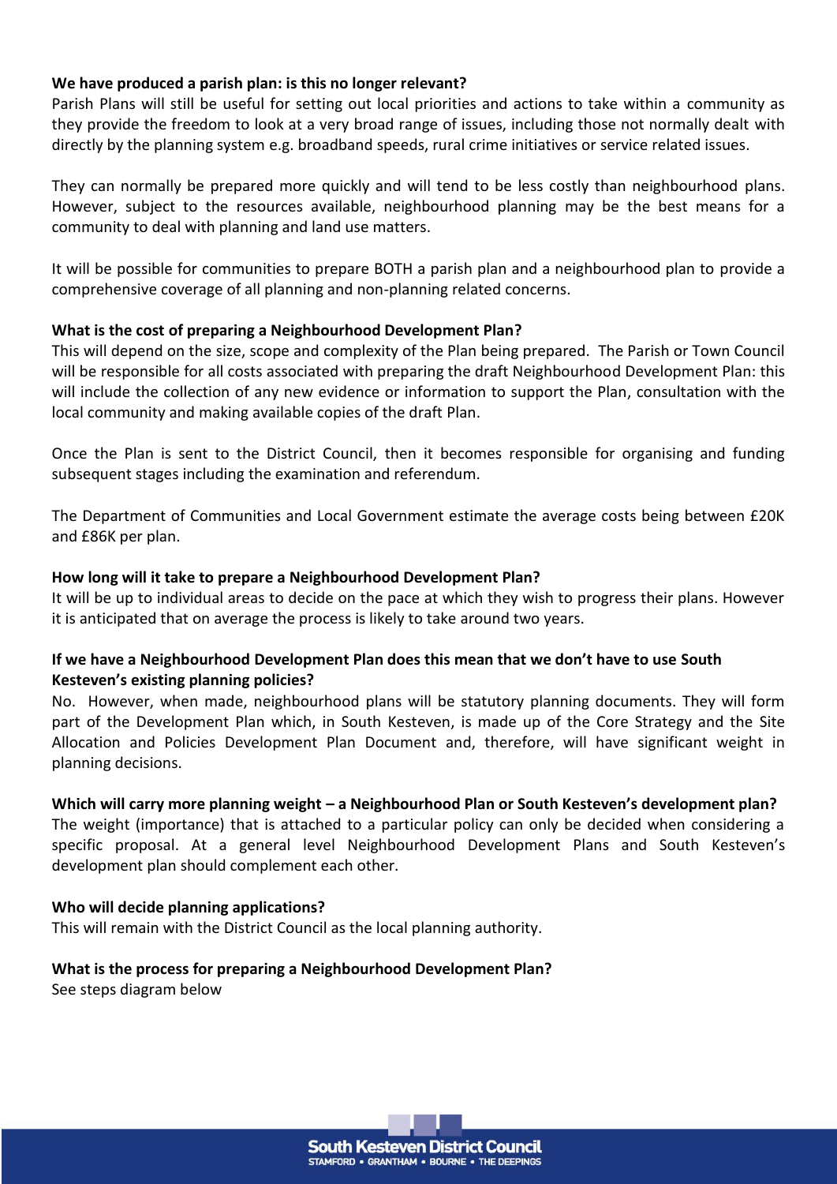**We have produced a parish plan: is this no longer relevant?**

Parish Plans will still be useful for setting out local priorities and actions to take within a community as they provide the freedom to look at a very broad range of issues, including those not normally dealt with directly by the planning system e.g. broadband speeds, rural crime initiatives or service related issues.

They can normally be prepared more quickly and will tend to be less costly than neighbourhood plans. However, subject to the resources available, neighbourhood planning may be the best means for a community to deal with planning and land use matters.

It will be possible for communities to prepare BOTH a parish plan and a neighbourhood plan to provide a comprehensive coverage of all planning and non-planning related concerns.

**What is the cost of preparing a Neighbourhood Development Plan?**

This will depend on the size, scope and complexity of the Plan being prepared. The Parish or Town Council will be responsible for all costs associated with preparing the draft Neighbourhood Development Plan: this will include the collection of any new evidence or information to support the Plan, consultation with the local community and making available copies of the draft Plan.

Once the Plan is sent to the District Council, then it becomes responsible for organising and funding subsequent stages including the examination and referendum.

The Department of Communities and Local Government estimate the average costs being between £20K and £86K per plan.

**How long will it take to prepare a Neighbourhood Development Plan?**

It will be up to individual areas to decide on the pace at which they wish to progress their plans. However it is anticipated that on average the process is likely to take around two years.

**If we have a Neighbourhood Development Plan does this mean that we don't have to use South Kesteven's existing planning policies?**

No. However, when made, neighbourhood plans will be statutory planning documents. They will form part of the Development Plan which, in South Kesteven, is made up of the Core Strategy and the Site Allocation and Policies Development Plan Document and, therefore, will have significant weight in planning decisions.

**Which will carry more planning weight – a Neighbourhood Plan or South Kesteven's development plan?**

The weight (importance) that is attached to a particular policy can only be decided when considering a specific proposal. At a general level Neighbourhood Development Plans and South Kesteven's development plan should complement each other.

**Who will decide planning applications?**

This will remain with the District Council as the local planning authority.

**What is the process for preparing a Neighbourhood Development Plan?**

See steps diagram below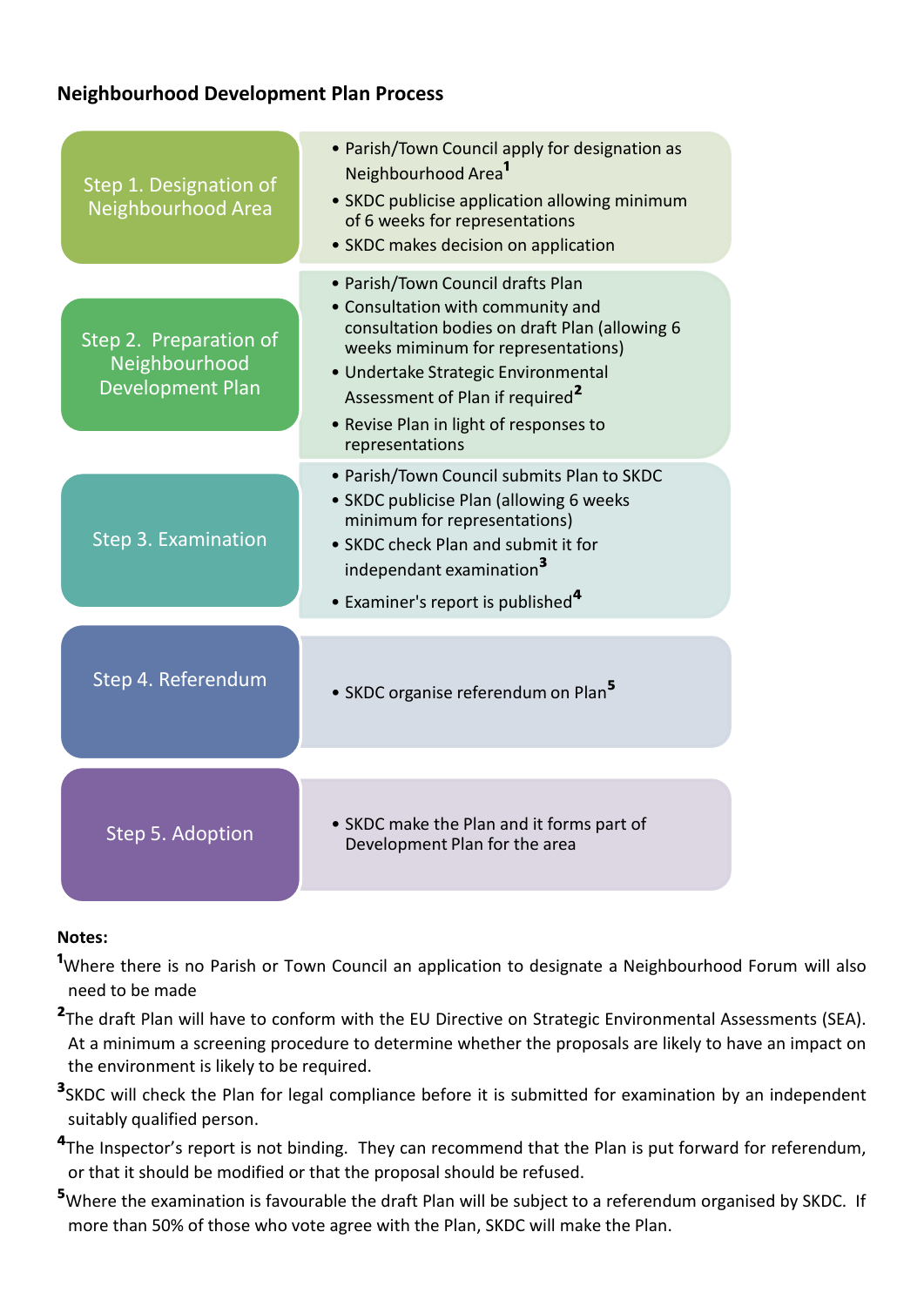## Neighbourhood Development Plan Process

### Step 1. Designation of Neighbourhood Area

- Parish/Town Council apply for designation as Neighbourhood Area[1]
- SKDC publicise application allowing minimum of 6 weeks for representations
- SKDC makes decision on application

### Step 2. Preparation of Neighbourhood Development Plan

- Parish/Town Council drafts Plan
- Consultation with community and consultation bodies on draft Plan (allowing 6 weeks miminum for representations)
- Undertake Strategic Environmental Assessment of Plan if required[2]
- Revise Plan in light of responses to representations

### Step 3. Examination

- Parish/Town Council submits Plan to SKDC
- SKDC publicise Plan (allowing 6 weeks minimum for representations)
- SKDC check Plan and submit it for independant examination[3]
- Examiner's report is published[4]

### Step 4. Referendum

- SKDC organise referendum on Plan[5]

### Step 5. Adoption

- SKDC make the Plan and it forms part of Development Plan for the area

**Notes:**

[1] Where there is no Parish or Town Council an application to designate a Neighbourhood Forum will also need to be made

[2] The draft Plan will have to conform with the EU Directive on Strategic Environmental Assessments (SEA). At a minimum a screening procedure to determine whether the proposals are likely to have an impact on the environment is likely to be required.

[3] SKDC will check the Plan for legal compliance before it is submitted for examination by an independent suitably qualified person.

[4] The Inspector's report is not binding. They can recommend that the Plan is put forward for referendum, or that it should be modified or that the proposal should be refused.

[5] Where the examination is favourable the draft Plan will be subject to a referendum organised by SKDC. If more than 50% of those who vote agree with the Plan, SKDC will make the Plan.